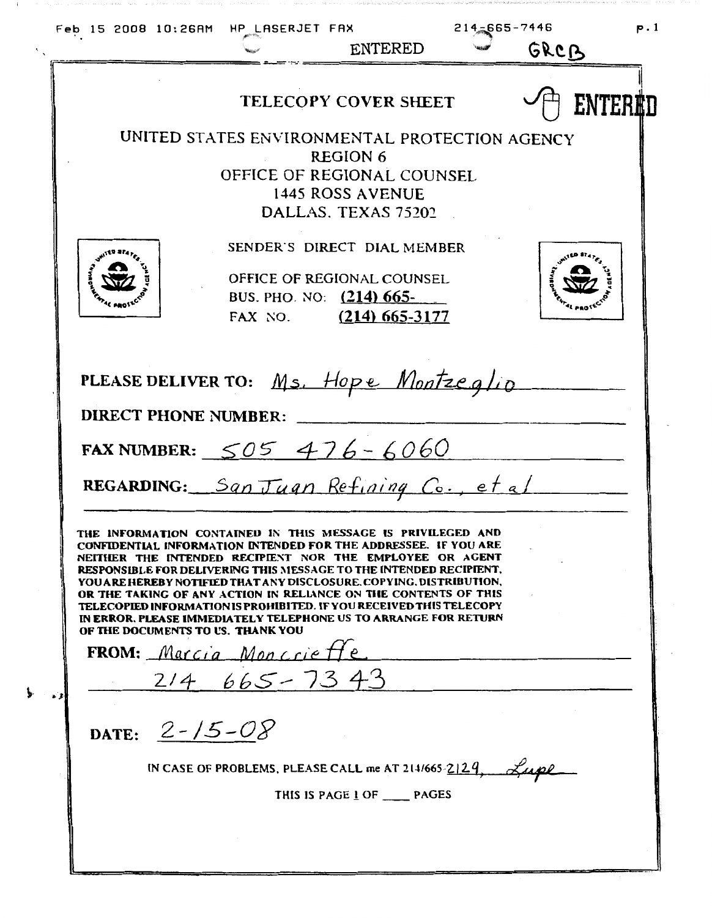Feb 15 2008 10:26AM HP LASERJET FAX 214-665-7446 p.1

ENTERED GRCB

# TELECOPY COVER SHEET

ENTERED

UNITED STATES ENVIRONMENTAL PROTECTION AGENCY
REGION 6
OFFICE OF REGIONAL COUNSEL
1445 ROSS AVENUE
DALLAS, TEXAS 75202

SENDER'S DIRECT DIAL MEMBER

OFFICE OF REGIONAL COUNSEL
BUS. PHO. NO: (214) 665-
FAX NO. (214) 665-3177

**PLEASE DELIVER TO:** Ms. Hope Montzeglio

**DIRECT PHONE NUMBER:**

**FAX NUMBER:** 505 476-6060

**REGARDING:** San Juan Refining Co., et al

**THE INFORMATION CONTAINED IN THIS MESSAGE IS PRIVILEGED AND CONFIDENTIAL INFORMATION INTENDED FOR THE ADDRESSEE. IF YOU ARE NEITHER THE INTENDED RECIPIENT NOR THE EMPLOYEE OR AGENT RESPONSIBLE FOR DELIVERING THIS MESSAGE TO THE INTENDED RECIPIENT, YOU ARE HEREBY NOTIFIED THAT ANY DISCLOSURE, COPYING, DISTRIBUTION, OR THE TAKING OF ANY ACTION IN RELIANCE ON THE CONTENTS OF THIS TELECOPIED INFORMATION IS PROHIBITED. IF YOU RECEIVED THIS TELECOPY IN ERROR, PLEASE IMMEDIATELY TELEPHONE US TO ARRANGE FOR RETURN OF THE DOCUMENTS TO US. THANK YOU**

**FROM:** Marcia Moncrieffe
214 665-7343

**DATE:** 2-15-08

IN CASE OF PROBLEMS, PLEASE CALL me AT 214/665-2129, Lupe

THIS IS PAGE 1 OF ____ PAGES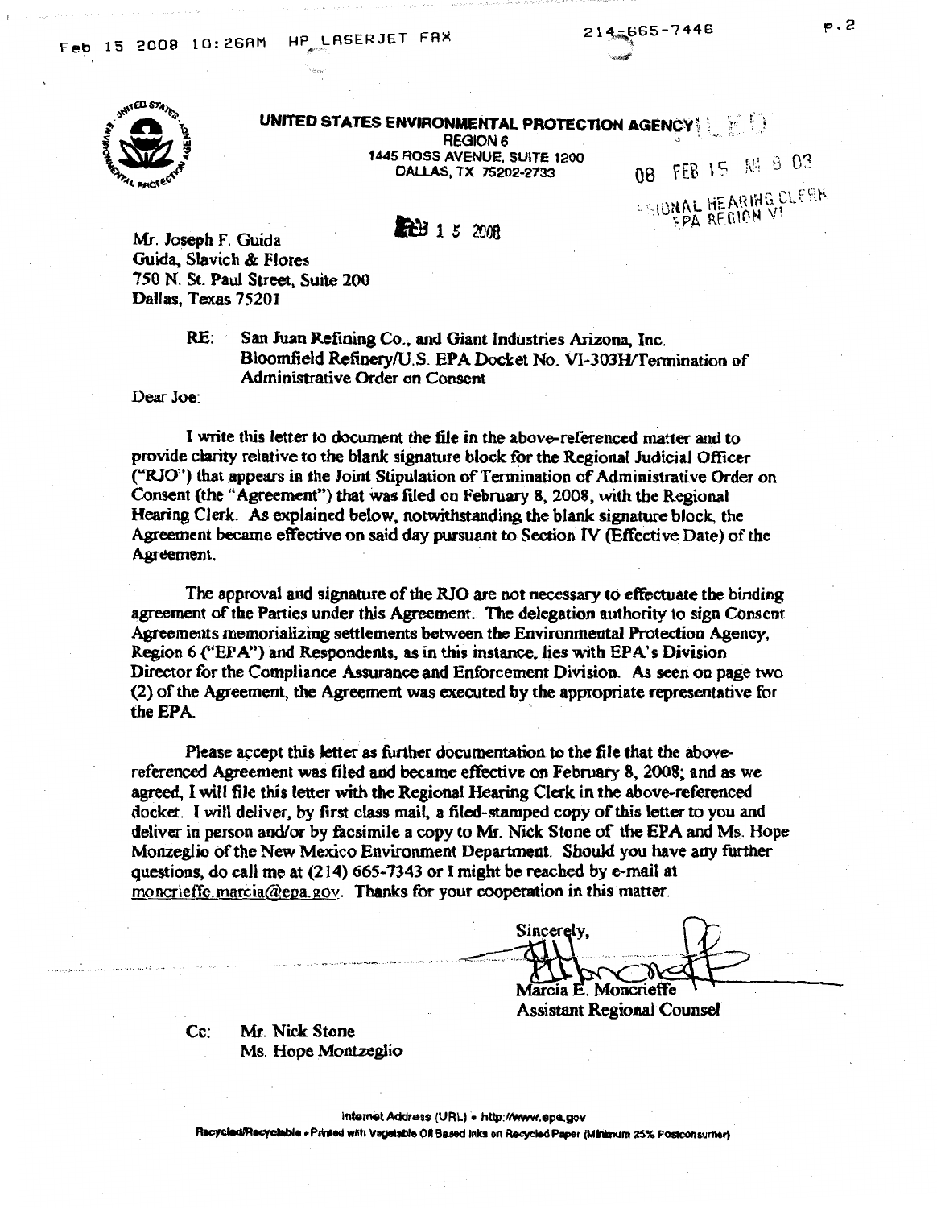# UNITED STATES ENVIRONMENTAL PROTECTION AGENCY

REGION 6
1445 ROSS AVENUE, SUITE 1200
DALLAS, TX 75202-2733

08 FEB 15 AM 8 03

REGIONAL HEARING CLERK
EPA REGION VI

FEB 15 2008

Mr. Joseph F. Guida
Guida, Slavich & Flores
750 N. St. Paul Street, Suite 200
Dallas, Texas 75201

RE: San Juan Refining Co., and Giant Industries Arizona, Inc.
Bloomfield Refinery/U.S. EPA Docket No. VI-303H/Termination of Administrative Order on Consent

Dear Joe:

I write this letter to document the file in the above-referenced matter and to provide clarity relative to the blank signature block for the Regional Judicial Officer ("RJO") that appears in the Joint Stipulation of Termination of Administrative Order on Consent (the "Agreement") that was filed on February 8, 2008, with the Regional Hearing Clerk. As explained below, notwithstanding the blank signature block, the Agreement became effective on said day pursuant to Section IV (Effective Date) of the Agreement.

The approval and signature of the RJO are not necessary to effectuate the binding agreement of the Parties under this Agreement. The delegation authority to sign Consent Agreements memorializing settlements between the Environmental Protection Agency, Region 6 ("EPA") and Respondents, as in this instance, lies with EPA's Division Director for the Compliance Assurance and Enforcement Division. As seen on page two (2) of the Agreement, the Agreement was executed by the appropriate representative for the EPA.

Please accept this letter as further documentation to the file that the above-referenced Agreement was filed and became effective on February 8, 2008; and as we agreed, I will file this letter with the Regional Hearing Clerk in the above-referenced docket. I will deliver, by first class mail, a filed-stamped copy of this letter to you and deliver in person and/or by facsimile a copy to Mr. Nick Stone of the EPA and Ms. Hope Monzeglio of the New Mexico Environment Department. Should you have any further questions, do call me at (214) 665-7343 or I might be reached by e-mail at moncrieffe.marcia@epa.gov. Thanks for your cooperation in this matter.

Sincerely,

Marcia E. Moncrieffe
Assistant Regional Counsel

Cc: Mr. Nick Stone
Ms. Hope Montzeglio

Internet Address (URL) • http://www.epa.gov
Recycled/Recyclable • Printed with Vegetable Oil Based Inks on Recycled Paper (Minimum 25% Postconsumer)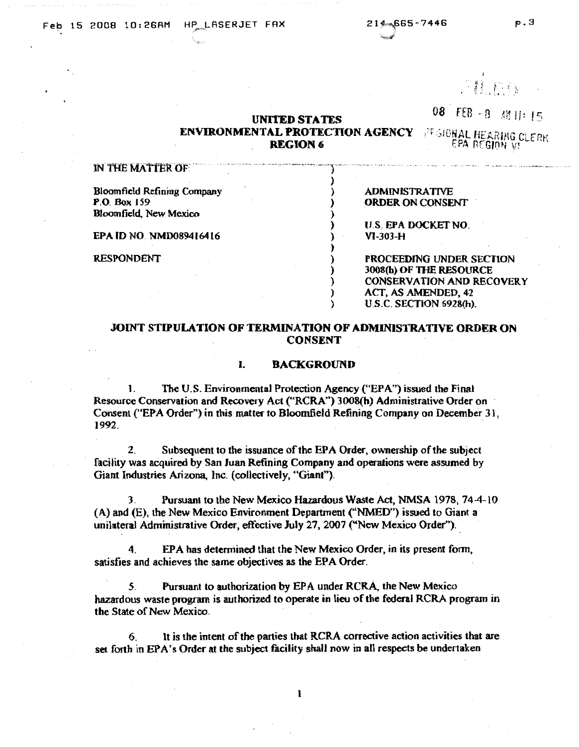FILED

08 FEB -8 AM 11:15

REGIONAL HEARING CLERK
EPA REGION VI

**UNITED STATES**
**ENVIRONMENTAL PROTECTION AGENCY**
**REGION 6**

| | |
|---|---|
| IN THE MATTER OF: | |
| Bloomfield Refining Company<br>P.O. Box 159<br>Bloomfield, New Mexico | ADMINISTRATIVE ORDER ON CONSENT |
| EPA ID NO. NMD089416416 | U.S. EPA DOCKET NO. VI-303-H |
| RESPONDENT | PROCEEDING UNDER SECTION 3008(h) OF THE RESOURCE CONSERVATION AND RECOVERY ACT, AS AMENDED, 42 U.S.C. SECTION 6928(h). |

## JOINT STIPULATION OF TERMINATION OF ADMINISTRATIVE ORDER ON CONSENT

### I. BACKGROUND

1. The U.S. Environmental Protection Agency ("EPA") issued the Final Resource Conservation and Recovery Act ("RCRA") 3008(h) Administrative Order on Consent ("EPA Order") in this matter to Bloomfield Refining Company on December 31, 1992.

2. Subsequent to the issuance of the EPA Order, ownership of the subject facility was acquired by San Juan Refining Company and operations were assumed by Giant Industries Arizona, Inc. (collectively, "Giant").

3. Pursuant to the New Mexico Hazardous Waste Act, NMSA 1978, 74-4-10 (A) and (E), the New Mexico Environment Department ("NMED") issued to Giant a unilateral Administrative Order, effective July 27, 2007 ("New Mexico Order").

4. EPA has determined that the New Mexico Order, in its present form, satisfies and achieves the same objectives as the EPA Order.

5. Pursuant to authorization by EPA under RCRA, the New Mexico hazardous waste program is authorized to operate in lieu of the federal RCRA program in the State of New Mexico.

6. It is the intent of the parties that RCRA corrective action activities that are set forth in EPA's Order at the subject facility shall now in all respects be undertaken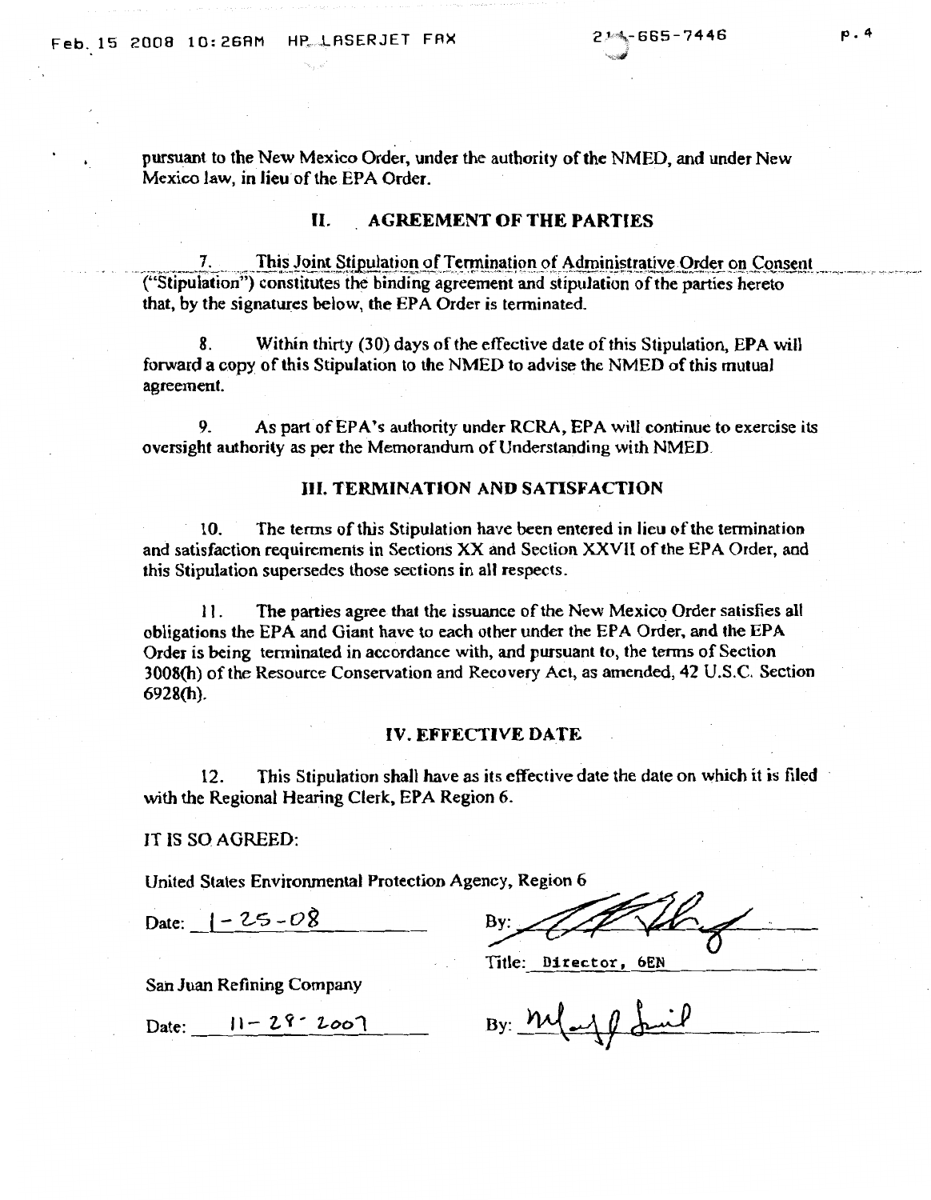pursuant to the New Mexico Order, under the authority of the NMED, and under New Mexico law, in lieu of the EPA Order.

## II. AGREEMENT OF THE PARTIES

7. This Joint Stipulation of Termination of Administrative Order on Consent ("Stipulation") constitutes the binding agreement and stipulation of the parties hereto that, by the signatures below, the EPA Order is terminated.

8. Within thirty (30) days of the effective date of this Stipulation, EPA will forward a copy of this Stipulation to the NMED to advise the NMED of this mutual agreement.

9. As part of EPA's authority under RCRA, EPA will continue to exercise its oversight authority as per the Memorandum of Understanding with NMED.

## III. TERMINATION AND SATISFACTION

10. The terms of this Stipulation have been entered in lieu of the termination and satisfaction requirements in Sections XX and Section XXVII of the EPA Order, and this Stipulation supersedes those sections in all respects.

11. The parties agree that the issuance of the New Mexico Order satisfies all obligations the EPA and Giant have to each other under the EPA Order, and the EPA Order is being terminated in accordance with, and pursuant to, the terms of Section 3008(h) of the Resource Conservation and Recovery Act, as amended, 42 U.S.C. Section 6928(h).

## IV. EFFECTIVE DATE

12. This Stipulation shall have as its effective date the date on which it is filed with the Regional Hearing Clerk, EPA Region 6.

IT IS SO AGREED:

United States Environmental Protection Agency, Region 6

Date: 1-25-08 By: [signature]

Title: Director, 6EN

San Juan Refining Company

Date: 11-28-2007 By: [signature]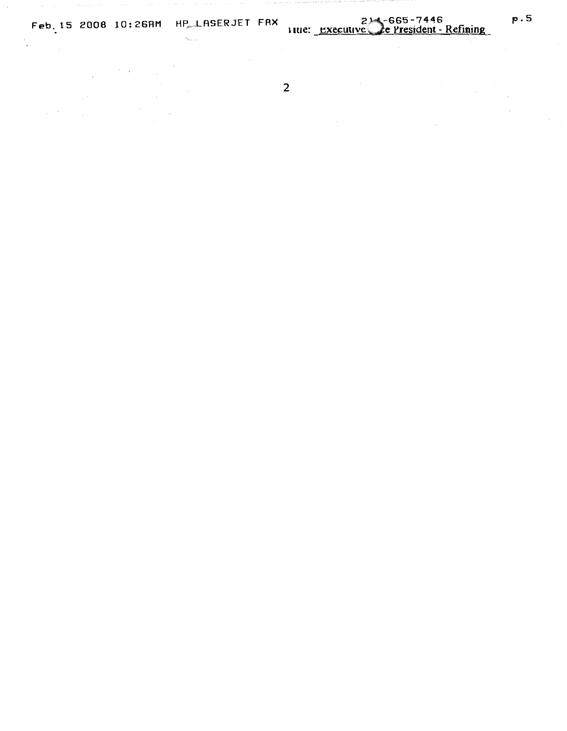Title: Executive Vice President - Refining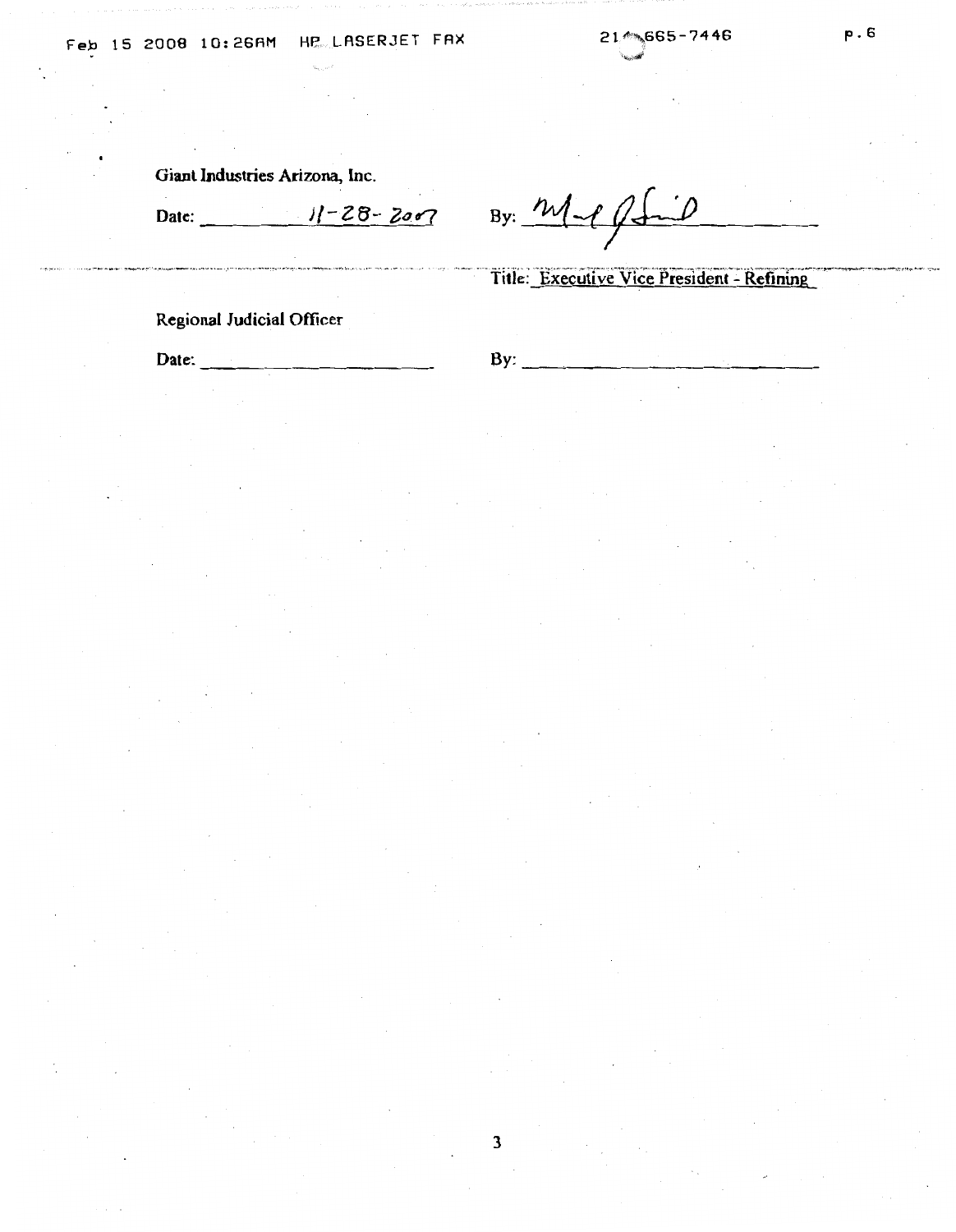Giant Industries Arizona, Inc.

Date: 11-28-2007 By: ______________________

Title: Executive Vice President - Refining

Regional Judicial Officer

Date: ______________________ By: ______________________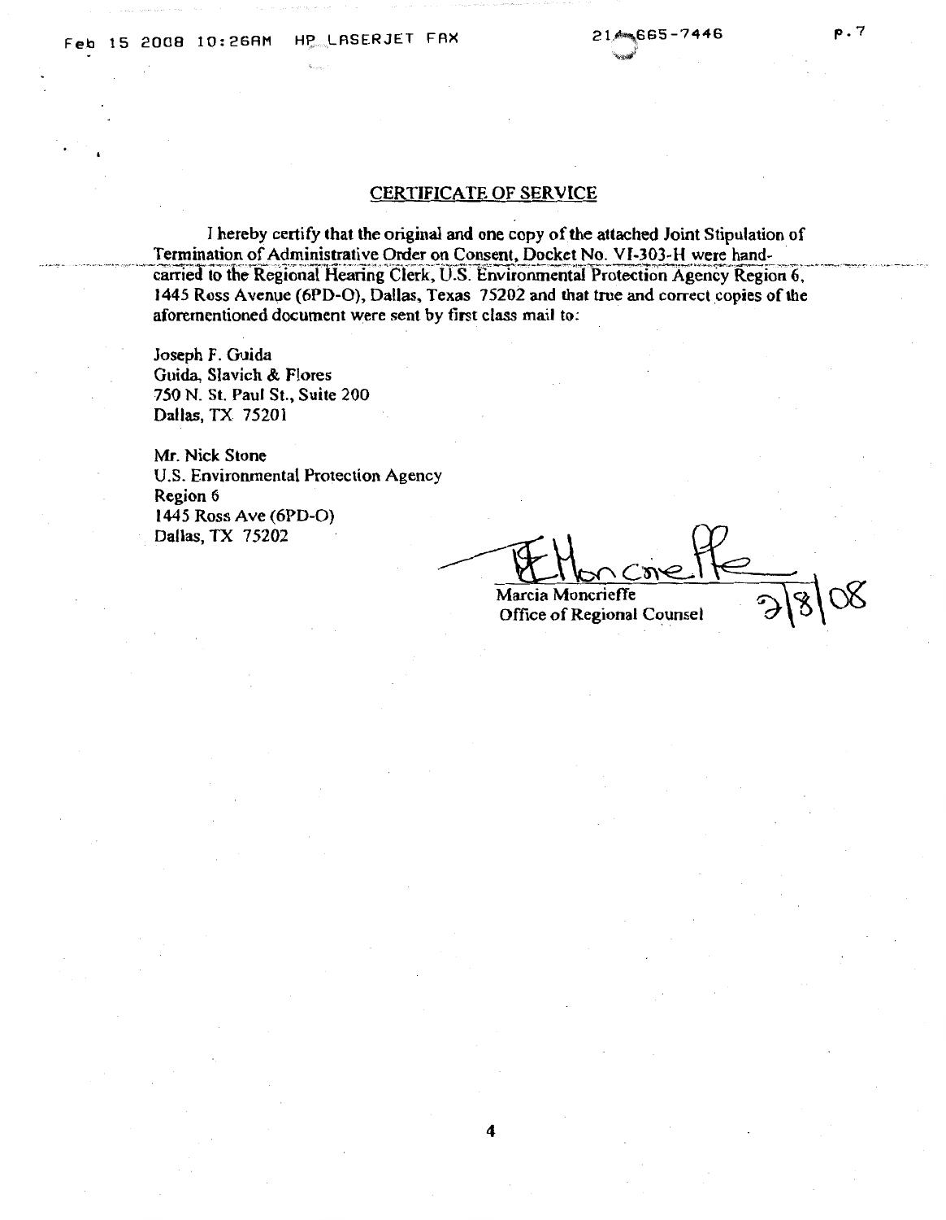## CERTIFICATE OF SERVICE

I hereby certify that the original and one copy of the attached Joint Stipulation of Termination of Administrative Order on Consent, Docket No. VI-303-H were hand-carried to the Regional Hearing Clerk, U.S. Environmental Protection Agency Region 6, 1445 Ross Avenue (6PD-O), Dallas, Texas 75202 and that true and correct copies of the aforementioned document were sent by first class mail to:

Joseph F. Guida
Guida, Slavich & Flores
750 N. St. Paul St., Suite 200
Dallas, TX 75201

Mr. Nick Stone
U.S. Environmental Protection Agency
Region 6
1445 Ross Ave (6PD-O)
Dallas, TX 75202

Marcia Moncrieffe
Office of Regional Counsel

2/8/08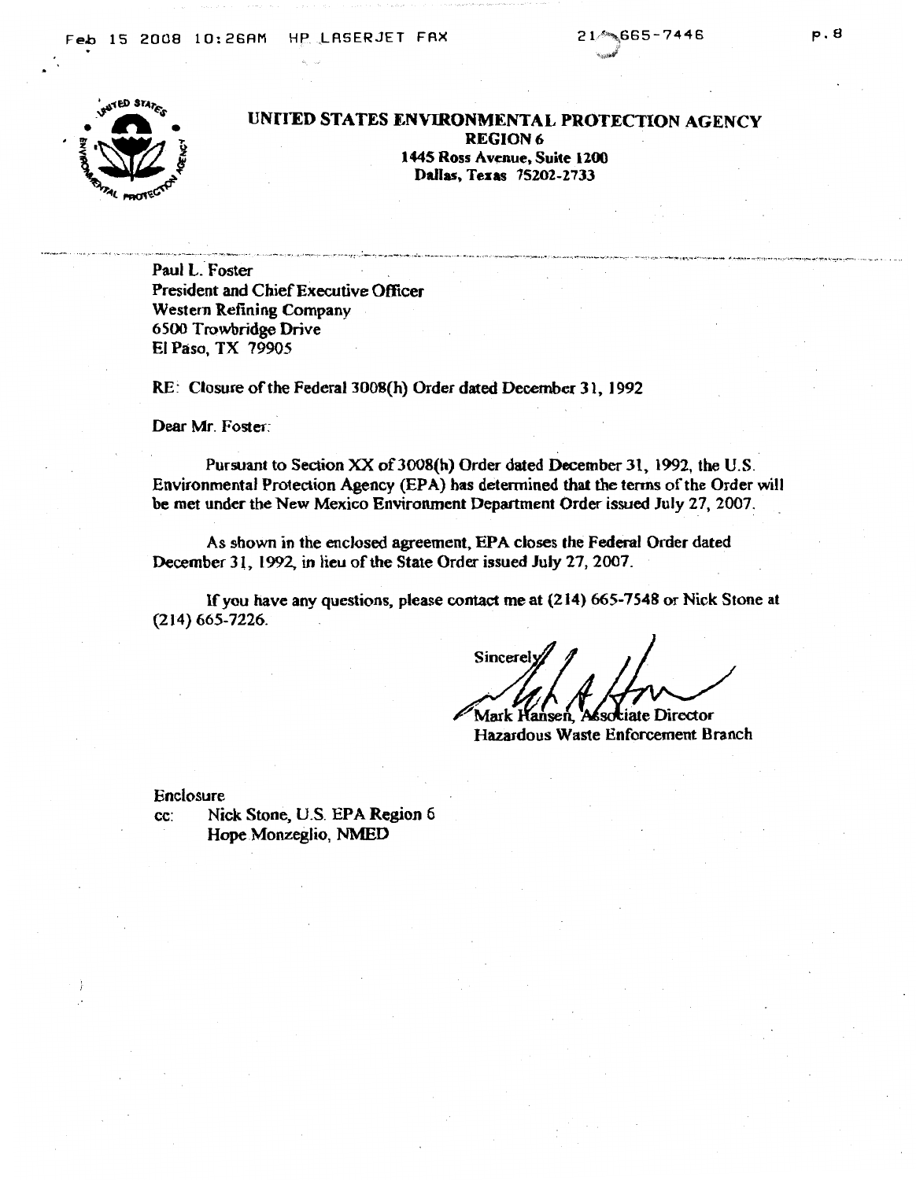**UNITED STATES ENVIRONMENTAL PROTECTION AGENCY**
**REGION 6**
**1445 Ross Avenue, Suite 1200**
**Dallas, Texas 75202-2733**

Paul L. Foster
President and Chief Executive Officer
Western Refining Company
6500 Trowbridge Drive
El Paso, TX 79905

RE: Closure of the Federal 3008(h) Order dated December 31, 1992

Dear Mr. Foster:

Pursuant to Section XX of 3008(h) Order dated December 31, 1992, the U.S. Environmental Protection Agency (EPA) has determined that the terms of the Order will be met under the New Mexico Environment Department Order issued July 27, 2007.

As shown in the enclosed agreement, EPA closes the Federal Order dated December 31, 1992, in lieu of the State Order issued July 27, 2007.

If you have any questions, please contact me at (214) 665-7548 or Nick Stone at (214) 665-7226.

Sincerely,

Mark Hansen, Associate Director
Hazardous Waste Enforcement Branch

Enclosure
cc: Nick Stone, U.S. EPA Region 6
Hope Monzeglio, NMED